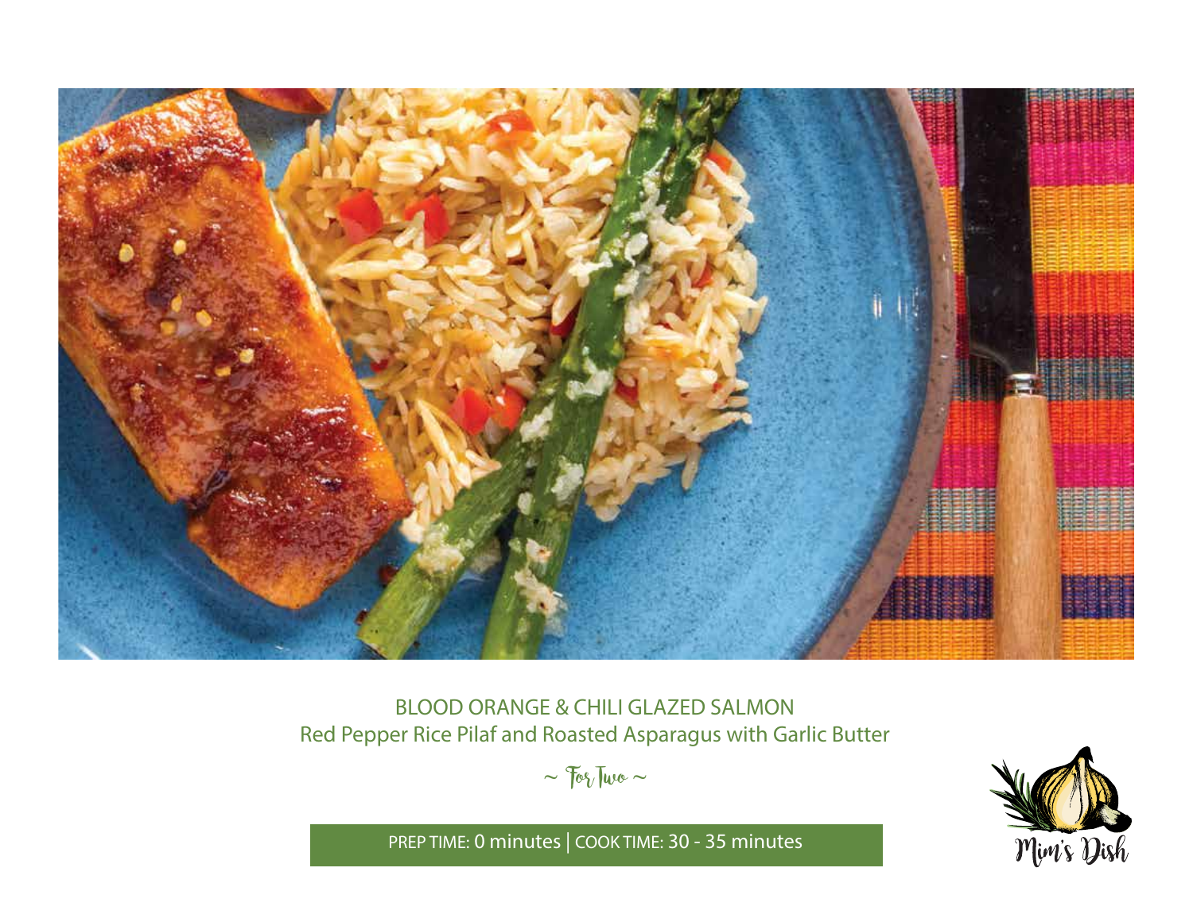# BLOOD ORANGE & CHILI GLAZED SALMON

## Red Pepper Rice Pilaf and Roasted Asparagus with Garlic Butter

~ For Two ~

PREP TIME: 0 minutes | COOK TIME: 30 - 35 minutes

Mim's Dish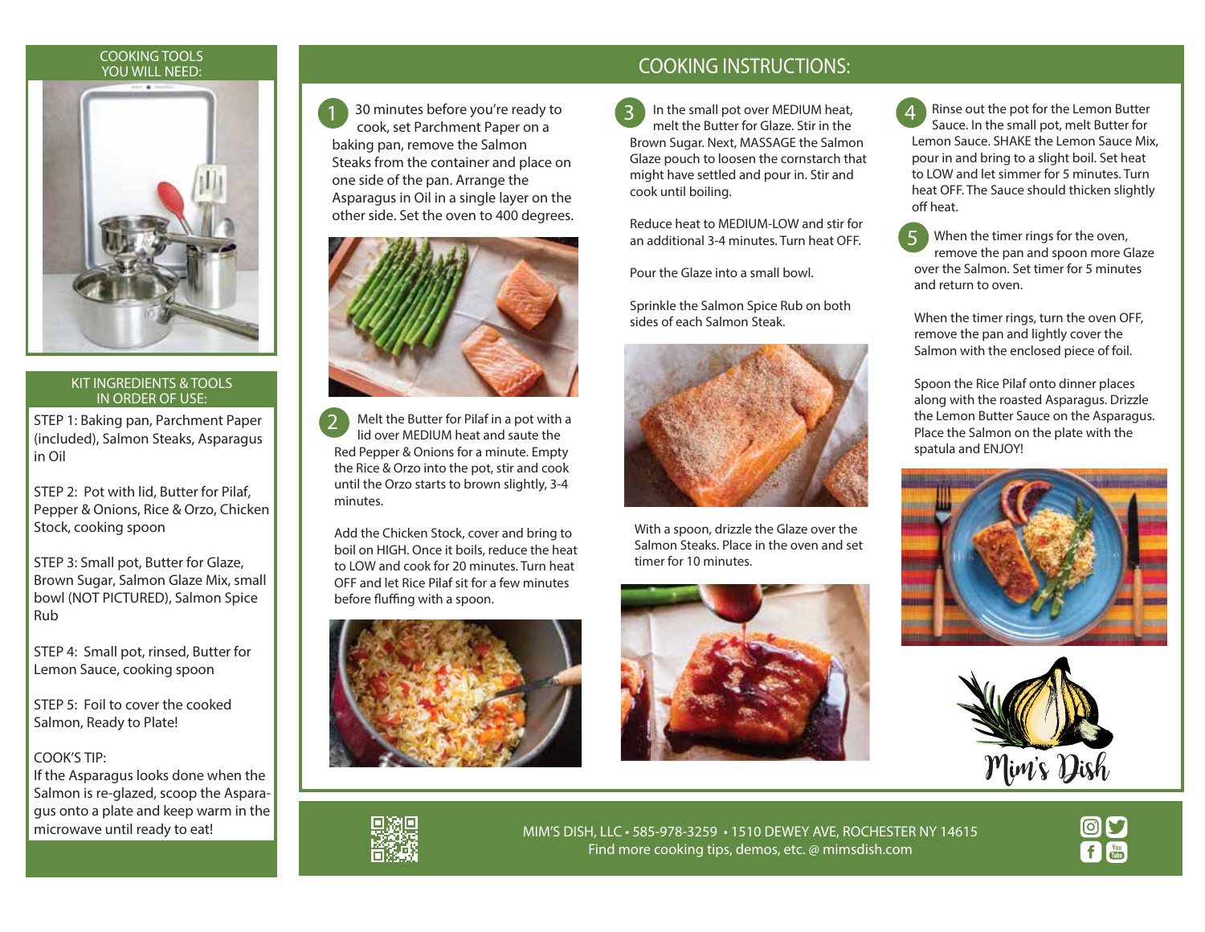## COOKING TOOLS YOU WILL NEED:

## KIT INGREDIENTS & TOOLS IN ORDER OF USE:

STEP 1: Baking pan, Parchment Paper (included), Salmon Steaks, Asparagus in Oil

STEP 2: Pot with lid, Butter for Pilaf, Pepper & Onions, Rice & Orzo, Chicken Stock, cooking spoon

STEP 3: Small pot, Butter for Glaze, Brown Sugar, Salmon Glaze Mix, small bowl (NOT PICTURED), Salmon Spice Rub

STEP 4: Small pot, rinsed, Butter for Lemon Sauce, cooking spoon

STEP 5: Foil to cover the cooked Salmon, Ready to Plate!

COOK'S TIP:
If the Asparagus looks done when the Salmon is re-glazed, scoop the Asparagus onto a plate and keep warm in the microwave until ready to eat!

## COOKING INSTRUCTIONS:

1. 30 minutes before you're ready to cook, set Parchment Paper on a baking pan, remove the Salmon Steaks from the container and place on one side of the pan. Arrange the Asparagus in Oil in a single layer on the other side. Set the oven to 400 degrees.

2. Melt the Butter for Pilaf in a pot with a lid over MEDIUM heat and saute the Red Pepper & Onions for a minute. Empty the Rice & Orzo into the pot, stir and cook until the Orzo starts to brown slightly, 3-4 minutes.

   Add the Chicken Stock, cover and bring to boil on HIGH. Once it boils, reduce the heat to LOW and cook for 20 minutes. Turn heat OFF and let Rice Pilaf sit for a few minutes before fluffing with a spoon.

3. In the small pot over MEDIUM heat, melt the Butter for Glaze. Stir in the Brown Sugar. Next, MASSAGE the Salmon Glaze pouch to loosen the cornstarch that might have settled and pour in. Stir and cook until boiling.

   Reduce heat to MEDIUM-LOW and stir for an additional 3-4 minutes. Turn heat OFF.

   Pour the Glaze into a small bowl.

   Sprinkle the Salmon Spice Rub on both sides of each Salmon Steak.

   With a spoon, drizzle the Glaze over the Salmon Steaks. Place in the oven and set timer for 10 minutes.

4. Rinse out the pot for the Lemon Butter Sauce. In the small pot, melt Butter for Lemon Sauce. SHAKE the Lemon Sauce Mix, pour in and bring to a slight boil. Set heat to LOW and let simmer for 5 minutes. Turn heat OFF. The Sauce should thicken slightly off heat.

5. When the timer rings for the oven, remove the pan and spoon more Glaze over the Salmon. Set timer for 5 minutes and return to oven.

   When the timer rings, turn the oven OFF, remove the pan and lightly cover the Salmon with the enclosed piece of foil.

   Spoon the Rice Pilaf onto dinner places along with the roasted Asparagus. Drizzle the Lemon Butter Sauce on the Asparagus. Place the Salmon on the plate with the spatula and ENJOY!

Mim's Dish

MIM'S DISH, LLC • 585-978-3259 • 1510 DEWEY AVE, ROCHESTER NY 14615
Find more cooking tips, demos, etc. @ mimsdish.com